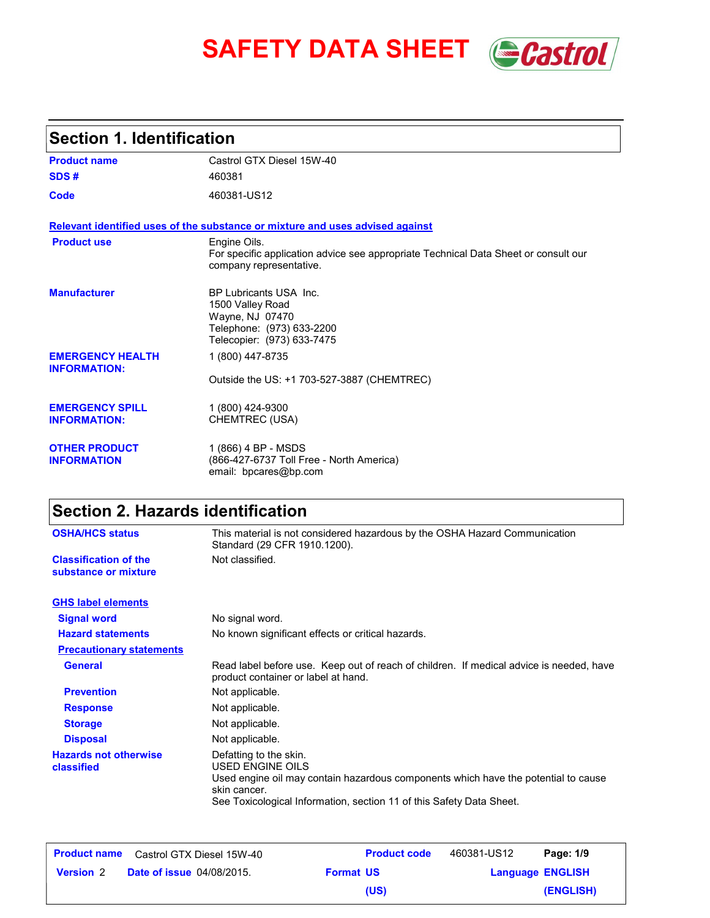# SAFETY DATA SHEET

## Section 1. Identification

| | |
|---|---|
| **Product name** | Castrol GTX Diesel 15W-40 |
| **SDS #** | 460381 |
| **Code** | 460381-US12 |

**Relevant identified uses of the substance or mixture and uses advised against**

| | |
|---|---|
| **Product use** | Engine Oils.<br>For specific application advice see appropriate Technical Data Sheet or consult our company representative. |
| **Manufacturer** | BP Lubricants USA Inc.<br>1500 Valley Road<br>Wayne, NJ 07470<br>Telephone: (973) 633-2200<br>Telecopier: (973) 633-7475 |
| **EMERGENCY HEALTH INFORMATION:** | 1 (800) 447-8735<br><br>Outside the US: +1 703-527-3887 (CHEMTREC) |
| **EMERGENCY SPILL INFORMATION:** | 1 (800) 424-9300<br>CHEMTREC (USA) |
| **OTHER PRODUCT INFORMATION** | 1 (866) 4 BP - MSDS<br>(866-427-6737 Toll Free - North America)<br>email: bpcares@bp.com |

## Section 2. Hazards identification

| | |
|---|---|
| **OSHA/HCS status** | This material is not considered hazardous by the OSHA Hazard Communication Standard (29 CFR 1910.1200). |
| **Classification of the substance or mixture** | Not classified. |

**GHS label elements**

| | |
|---|---|
| **Signal word** | No signal word. |
| **Hazard statements** | No known significant effects or critical hazards. |

**Precautionary statements**

| | |
|---|---|
| **General** | Read label before use. Keep out of reach of children. If medical advice is needed, have product container or label at hand. |
| **Prevention** | Not applicable. |
| **Response** | Not applicable. |
| **Storage** | Not applicable. |
| **Disposal** | Not applicable. |
| **Hazards not otherwise classified** | Defatting to the skin.<br>USED ENGINE OILS<br>Used engine oil may contain hazardous components which have the potential to cause skin cancer.<br>See Toxicological Information, section 11 of this Safety Data Sheet. |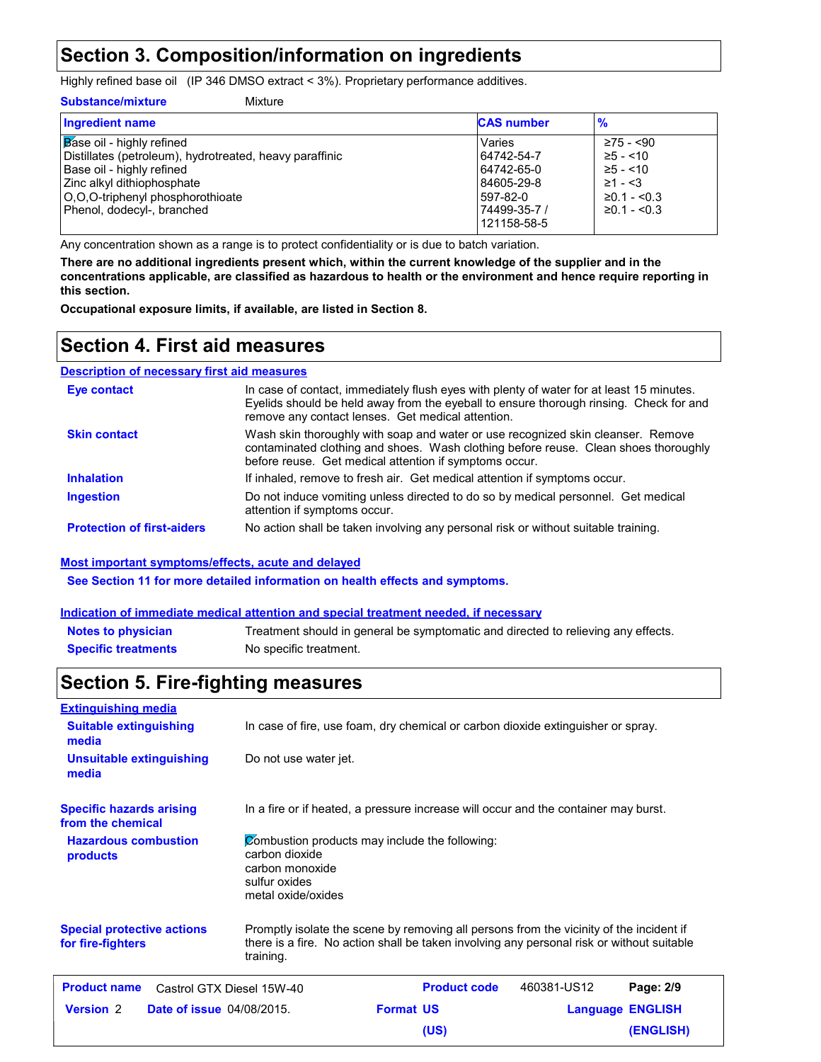## Section 3. Composition/information on ingredients

Highly refined base oil (IP 346 DMSO extract < 3%). Proprietary performance additives.

**Substance/mixture** Mixture

| Ingredient name | CAS number | % |
|---|---|---|
| Base oil - highly refined | Varies | ≥75 - <90 |
| Distillates (petroleum), hydrotreated, heavy paraffinic | 64742-54-7 | ≥5 - <10 |
| Base oil - highly refined | 64742-65-0 | ≥5 - <10 |
| Zinc alkyl dithiophosphate | 84605-29-8 | ≥1 - <3 |
| O,O,O-triphenyl phosphorothioate | 597-82-0 | ≥0.1 - <0.3 |
| Phenol, dodecyl-, branched | 74499-35-7 / 121158-58-5 | ≥0.1 - <0.3 |

Any concentration shown as a range is to protect confidentiality or is due to batch variation.

**There are no additional ingredients present which, within the current knowledge of the supplier and in the concentrations applicable, are classified as hazardous to health or the environment and hence require reporting in this section.**

**Occupational exposure limits, if available, are listed in Section 8.**

## Section 4. First aid measures

### Description of necessary first aid measures

**Eye contact**: In case of contact, immediately flush eyes with plenty of water for at least 15 minutes. Eyelids should be held away from the eyeball to ensure thorough rinsing. Check for and remove any contact lenses. Get medical attention.

**Skin contact**: Wash skin thoroughly with soap and water or use recognized skin cleanser. Remove contaminated clothing and shoes. Wash clothing before reuse. Clean shoes thoroughly before reuse. Get medical attention if symptoms occur.

**Inhalation**: If inhaled, remove to fresh air. Get medical attention if symptoms occur.

**Ingestion**: Do not induce vomiting unless directed to do so by medical personnel. Get medical attention if symptoms occur.

**Protection of first-aiders**: No action shall be taken involving any personal risk or without suitable training.

### Most important symptoms/effects, acute and delayed

**See Section 11 for more detailed information on health effects and symptoms.**

### Indication of immediate medical attention and special treatment needed, if necessary

**Notes to physician**: Treatment should in general be symptomatic and directed to relieving any effects.

**Specific treatments**: No specific treatment.

## Section 5. Fire-fighting measures

### Extinguishing media

**Suitable extinguishing media**: In case of fire, use foam, dry chemical or carbon dioxide extinguisher or spray.

**Unsuitable extinguishing media**: Do not use water jet.

**Specific hazards arising from the chemical**: In a fire or if heated, a pressure increase will occur and the container may burst.

**Hazardous combustion products**: Combustion products may include the following:
carbon dioxide
carbon monoxide
sulfur oxides
metal oxide/oxides

**Special protective actions for fire-fighters**: Promptly isolate the scene by removing all persons from the vicinity of the incident if there is a fire. No action shall be taken involving any personal risk or without suitable training.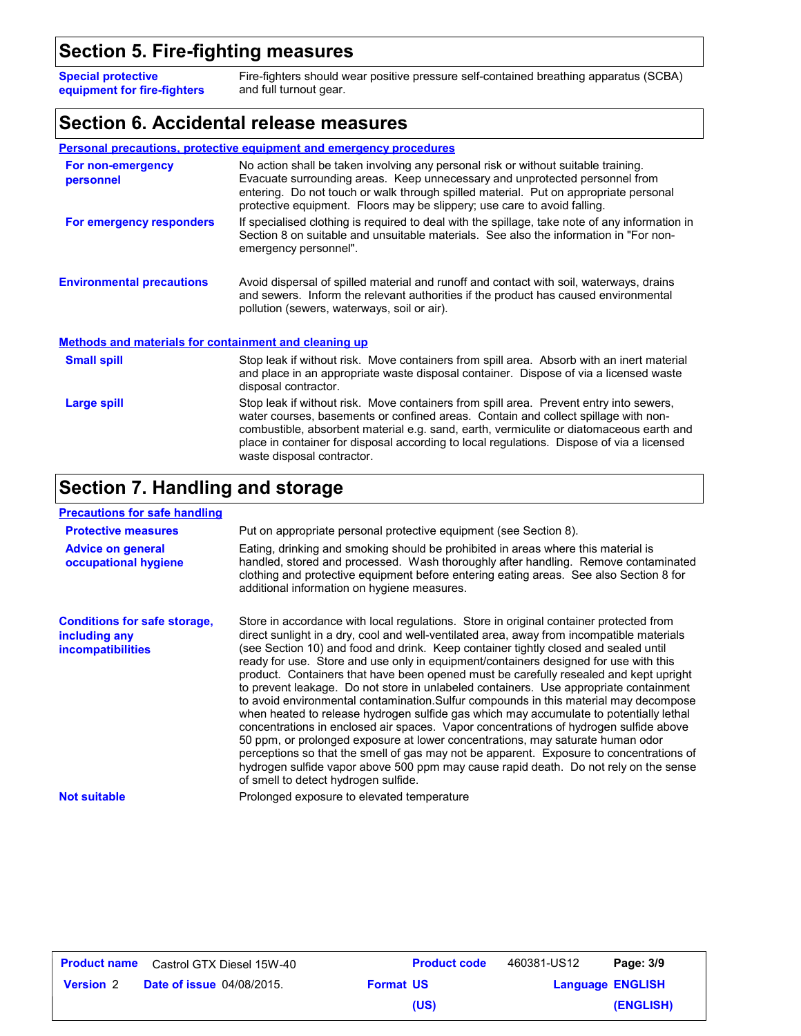## Section 5. Fire-fighting measures

**Special protective equipment for fire-fighters**
Fire-fighters should wear positive pressure self-contained breathing apparatus (SCBA) and full turnout gear.

## Section 6. Accidental release measures

### Personal precautions, protective equipment and emergency procedures

**For non-emergency personnel**
No action shall be taken involving any personal risk or without suitable training. Evacuate surrounding areas. Keep unnecessary and unprotected personnel from entering. Do not touch or walk through spilled material. Put on appropriate personal protective equipment. Floors may be slippery; use care to avoid falling.

**For emergency responders**
If specialised clothing is required to deal with the spillage, take note of any information in Section 8 on suitable and unsuitable materials. See also the information in "For non-emergency personnel".

**Environmental precautions**
Avoid dispersal of spilled material and runoff and contact with soil, waterways, drains and sewers. Inform the relevant authorities if the product has caused environmental pollution (sewers, waterways, soil or air).

### Methods and materials for containment and cleaning up

**Small spill**
Stop leak if without risk. Move containers from spill area. Absorb with an inert material and place in an appropriate waste disposal container. Dispose of via a licensed waste disposal contractor.

**Large spill**
Stop leak if without risk. Move containers from spill area. Prevent entry into sewers, water courses, basements or confined areas. Contain and collect spillage with non-combustible, absorbent material e.g. sand, earth, vermiculite or diatomaceous earth and place in container for disposal according to local regulations. Dispose of via a licensed waste disposal contractor.

## Section 7. Handling and storage

### Precautions for safe handling

**Protective measures**
Put on appropriate personal protective equipment (see Section 8).

**Advice on general occupational hygiene**
Eating, drinking and smoking should be prohibited in areas where this material is handled, stored and processed. Wash thoroughly after handling. Remove contaminated clothing and protective equipment before entering eating areas. See also Section 8 for additional information on hygiene measures.

**Conditions for safe storage, including any incompatibilities**
Store in accordance with local regulations. Store in original container protected from direct sunlight in a dry, cool and well-ventilated area, away from incompatible materials (see Section 10) and food and drink. Keep container tightly closed and sealed until ready for use. Store and use only in equipment/containers designed for use with this product. Containers that have been opened must be carefully resealed and kept upright to prevent leakage. Do not store in unlabeled containers. Use appropriate containment to avoid environmental contamination.Sulfur compounds in this material may decompose when heated to release hydrogen sulfide gas which may accumulate to potentially lethal concentrations in enclosed air spaces. Vapor concentrations of hydrogen sulfide above 50 ppm, or prolonged exposure at lower concentrations, may saturate human odor perceptions so that the smell of gas may not be apparent. Exposure to concentrations of hydrogen sulfide vapor above 500 ppm may cause rapid death. Do not rely on the sense of smell to detect hydrogen sulfide.

**Not suitable**
Prolonged exposure to elevated temperature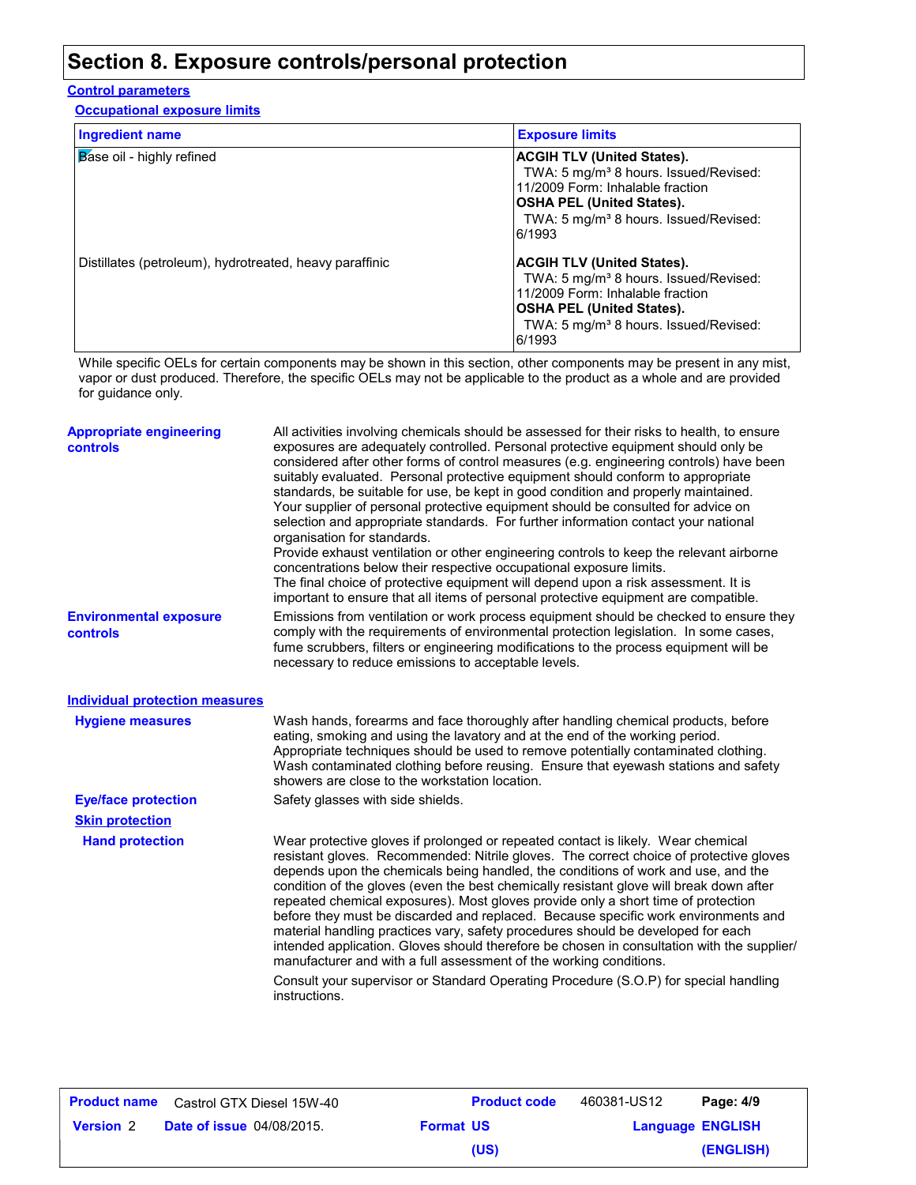# Section 8. Exposure controls/personal protection

## Control parameters

### Occupational exposure limits

| Ingredient name | Exposure limits |
|---|---|
| Base oil - highly refined | **ACGIH TLV (United States).** TWA: 5 mg/m³ 8 hours. Issued/Revised: 11/2009 Form: Inhalable fraction **OSHA PEL (United States).** TWA: 5 mg/m³ 8 hours. Issued/Revised: 6/1993 |
| Distillates (petroleum), hydrotreated, heavy paraffinic | **ACGIH TLV (United States).** TWA: 5 mg/m³ 8 hours. Issued/Revised: 11/2009 Form: Inhalable fraction **OSHA PEL (United States).** TWA: 5 mg/m³ 8 hours. Issued/Revised: 6/1993 |

While specific OELs for certain components may be shown in this section, other components may be present in any mist, vapor or dust produced. Therefore, the specific OELs may not be applicable to the product as a whole and are provided for guidance only.

**Appropriate engineering controls**

All activities involving chemicals should be assessed for their risks to health, to ensure exposures are adequately controlled. Personal protective equipment should only be considered after other forms of control measures (e.g. engineering controls) have been suitably evaluated. Personal protective equipment should conform to appropriate standards, be suitable for use, be kept in good condition and properly maintained. Your supplier of personal protective equipment should be consulted for advice on selection and appropriate standards. For further information contact your national organisation for standards.
Provide exhaust ventilation or other engineering controls to keep the relevant airborne concentrations below their respective occupational exposure limits.
The final choice of protective equipment will depend upon a risk assessment. It is important to ensure that all items of personal protective equipment are compatible.

**Environmental exposure controls**

Emissions from ventilation or work process equipment should be checked to ensure they comply with the requirements of environmental protection legislation. In some cases, fume scrubbers, filters or engineering modifications to the process equipment will be necessary to reduce emissions to acceptable levels.

## Individual protection measures

**Hygiene measures**

Wash hands, forearms and face thoroughly after handling chemical products, before eating, smoking and using the lavatory and at the end of the working period. Appropriate techniques should be used to remove potentially contaminated clothing. Wash contaminated clothing before reusing. Ensure that eyewash stations and safety showers are close to the workstation location.

**Eye/face protection**

Safety glasses with side shields.

### Skin protection

**Hand protection**

Wear protective gloves if prolonged or repeated contact is likely. Wear chemical resistant gloves. Recommended: Nitrile gloves. The correct choice of protective gloves depends upon the chemicals being handled, the conditions of work and use, and the condition of the gloves (even the best chemically resistant glove will break down after repeated chemical exposures). Most gloves provide only a short time of protection before they must be discarded and replaced. Because specific work environments and material handling practices vary, safety procedures should be developed for each intended application. Gloves should therefore be chosen in consultation with the supplier/manufacturer and with a full assessment of the working conditions.

Consult your supervisor or Standard Operating Procedure (S.O.P) for special handling instructions.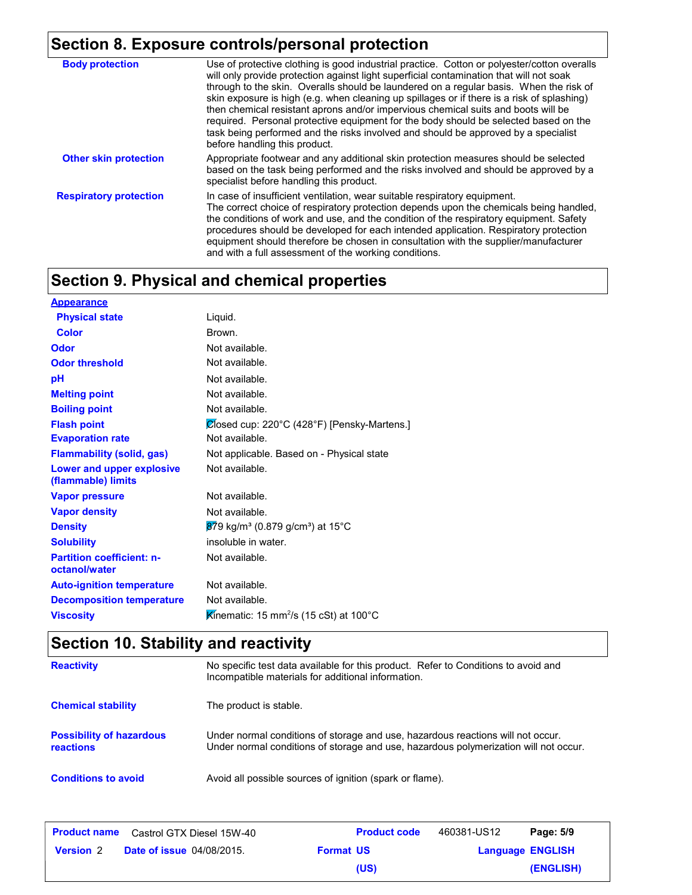## Section 8. Exposure controls/personal protection

| | |
|---|---|
| **Body protection** | Use of protective clothing is good industrial practice. Cotton or polyester/cotton overalls will only provide protection against light superficial contamination that will not soak through to the skin. Overalls should be laundered on a regular basis. When the risk of skin exposure is high (e.g. when cleaning up spillages or if there is a risk of splashing) then chemical resistant aprons and/or impervious chemical suits and boots will be required. Personal protective equipment for the body should be selected based on the task being performed and the risks involved and should be approved by a specialist before handling this product. |
| **Other skin protection** | Appropriate footwear and any additional skin protection measures should be selected based on the task being performed and the risks involved and should be approved by a specialist before handling this product. |
| **Respiratory protection** | In case of insufficient ventilation, wear suitable respiratory equipment. The correct choice of respiratory protection depends upon the chemicals being handled, the conditions of work and use, and the condition of the respiratory equipment. Safety procedures should be developed for each intended application. Respiratory protection equipment should therefore be chosen in consultation with the supplier/manufacturer and with a full assessment of the working conditions. |

## Section 9. Physical and chemical properties

| | |
|---|---|
| **Appearance** | |
| **Physical state** | Liquid. |
| **Color** | Brown. |
| **Odor** | Not available. |
| **Odor threshold** | Not available. |
| **pH** | Not available. |
| **Melting point** | Not available. |
| **Boiling point** | Not available. |
| **Flash point** | Closed cup: 220°C (428°F) [Pensky-Martens.] |
| **Evaporation rate** | Not available. |
| **Flammability (solid, gas)** | Not applicable. Based on - Physical state |
| **Lower and upper explosive (flammable) limits** | Not available. |
| **Vapor pressure** | Not available. |
| **Vapor density** | Not available. |
| **Density** | 879 kg/m³ (0.879 g/cm³) at 15°C |
| **Solubility** | insoluble in water. |
| **Partition coefficient: n-octanol/water** | Not available. |
| **Auto-ignition temperature** | Not available. |
| **Decomposition temperature** | Not available. |
| **Viscosity** | Kinematic: 15 $mm^2/s$ (15 cSt) at 100°C |

## Section 10. Stability and reactivity

| | |
|---|---|
| **Reactivity** | No specific test data available for this product. Refer to Conditions to avoid and Incompatible materials for additional information. |
| **Chemical stability** | The product is stable. |
| **Possibility of hazardous reactions** | Under normal conditions of storage and use, hazardous reactions will not occur. Under normal conditions of storage and use, hazardous polymerization will not occur. |
| **Conditions to avoid** | Avoid all possible sources of ignition (spark or flame). |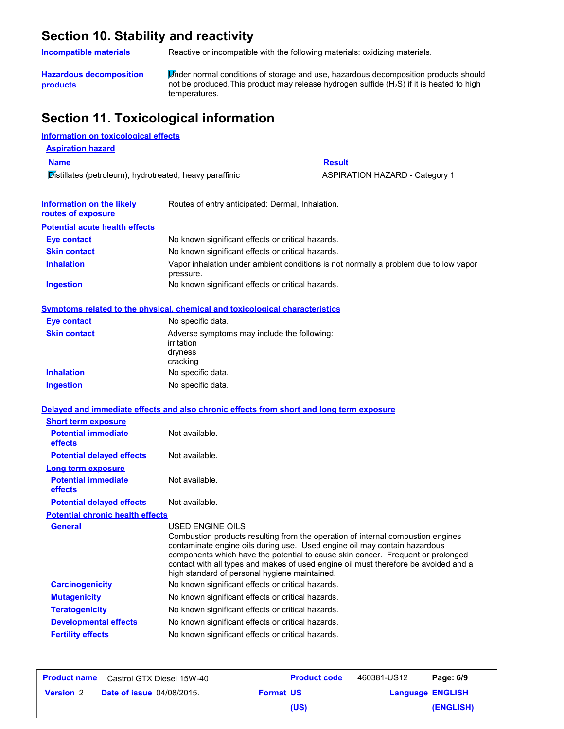## Section 10. Stability and reactivity

**Incompatible materials**: Reactive or incompatible with the following materials: oxidizing materials.

**Hazardous decomposition products**: Under normal conditions of storage and use, hazardous decomposition products should not be produced.This product may release hydrogen sulfide ($H_2S$) if it is heated to high temperatures.

## Section 11. Toxicological information

### Information on toxicological effects

#### Aspiration hazard

| Name | Result |
|---|---|
| Distillates (petroleum), hydrotreated, heavy paraffinic | ASPIRATION HAZARD - Category 1 |

**Information on the likely routes of exposure**: Routes of entry anticipated: Dermal, Inhalation.

#### Potential acute health effects

**Eye contact**: No known significant effects or critical hazards.

**Skin contact**: No known significant effects or critical hazards.

**Inhalation**: Vapor inhalation under ambient conditions is not normally a problem due to low vapor pressure.

**Ingestion**: No known significant effects or critical hazards.

#### Symptoms related to the physical, chemical and toxicological characteristics

**Eye contact**: No specific data.

**Skin contact**: Adverse symptoms may include the following:
irritation
dryness
cracking

**Inhalation**: No specific data.

**Ingestion**: No specific data.

#### Delayed and immediate effects and also chronic effects from short and long term exposure

**Short term exposure**

**Potential immediate effects**: Not available.

**Potential delayed effects**: Not available.

**Long term exposure**

**Potential immediate effects**: Not available.

**Potential delayed effects**: Not available.

#### Potential chronic health effects

**General**: USED ENGINE OILS
Combustion products resulting from the operation of internal combustion engines contaminate engine oils during use. Used engine oil may contain hazardous components which have the potential to cause skin cancer. Frequent or prolonged contact with all types and makes of used engine oil must therefore be avoided and a high standard of personal hygiene maintained.

**Carcinogenicity**: No known significant effects or critical hazards.

**Mutagenicity**: No known significant effects or critical hazards.

**Teratogenicity**: No known significant effects or critical hazards.

**Developmental effects**: No known significant effects or critical hazards.

**Fertility effects**: No known significant effects or critical hazards.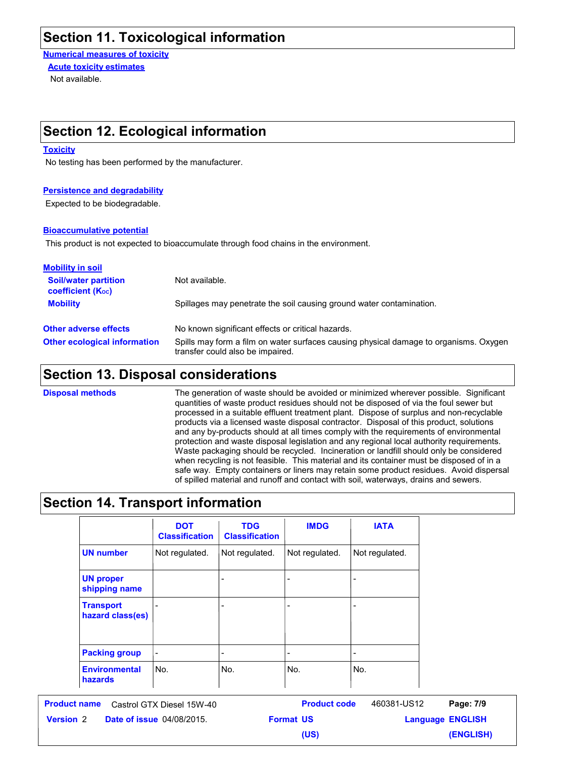# Section 11. Toxicological information

**Numerical measures of toxicity**

**Acute toxicity estimates**

Not available.

# Section 12. Ecological information

**Toxicity**

No testing has been performed by the manufacturer.

**Persistence and degradability**

Expected to be biodegradable.

**Bioaccumulative potential**

This product is not expected to bioaccumulate through food chains in the environment.

**Mobility in soil**

**Soil/water partition coefficient ($K_{OC}$)**: Not available.

**Mobility**: Spillages may penetrate the soil causing ground water contamination.

**Other adverse effects**: No known significant effects or critical hazards.

**Other ecological information**: Spills may form a film on water surfaces causing physical damage to organisms. Oxygen transfer could also be impaired.

# Section 13. Disposal considerations

**Disposal methods**: The generation of waste should be avoided or minimized wherever possible. Significant quantities of waste product residues should not be disposed of via the foul sewer but processed in a suitable effluent treatment plant. Dispose of surplus and non-recyclable products via a licensed waste disposal contractor. Disposal of this product, solutions and any by-products should at all times comply with the requirements of environmental protection and waste disposal legislation and any regional local authority requirements. Waste packaging should be recycled. Incineration or landfill should only be considered when recycling is not feasible. This material and its container must be disposed of in a safe way. Empty containers or liners may retain some product residues. Avoid dispersal of spilled material and runoff and contact with soil, waterways, drains and sewers.

# Section 14. Transport information

| | DOT Classification | TDG Classification | IMDG | IATA |
|---|---|---|---|---|
| UN number | Not regulated. | Not regulated. | Not regulated. | Not regulated. |
| UN proper shipping name | | - | - | - |
| Transport hazard class(es) | - | - | - | - |
| Packing group | - | - | - | - |
| Environmental hazards | No. | No. | No. | No. |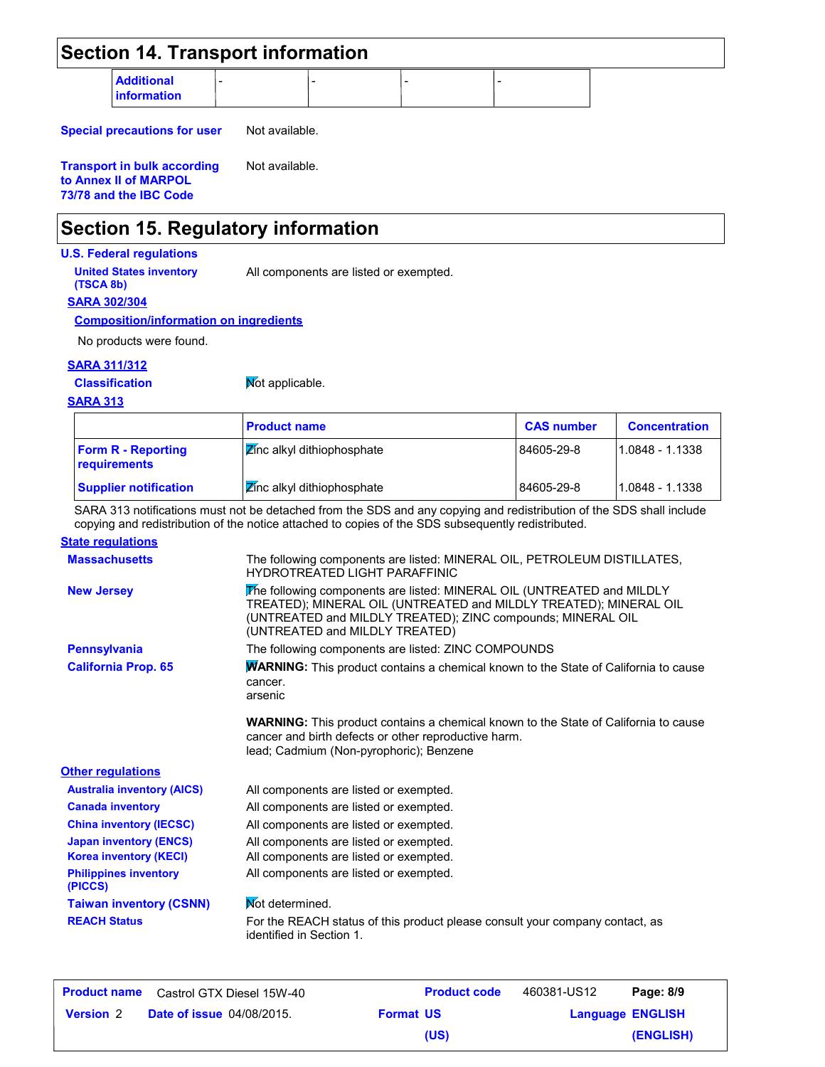## Section 14. Transport information

| Additional information | - | - | - | - |
|---|---|---|---|---|

**Special precautions for user** Not available.

**Transport in bulk according to Annex II of MARPOL 73/78 and the IBC Code** Not available.

## Section 15. Regulatory information

**U.S. Federal regulations**

**United States inventory (TSCA 8b)** All components are listed or exempted.

**SARA 302/304**

**Composition/information on ingredients**

No products were found.

**SARA 311/312**

**Classification** Not applicable.

**SARA 313**

| | Product name | CAS number | Concentration |
|---|---|---|---|
| Form R - Reporting requirements | Zinc alkyl dithiophosphate | 84605-29-8 | 1.0848 - 1.1338 |
| Supplier notification | Zinc alkyl dithiophosphate | 84605-29-8 | 1.0848 - 1.1338 |

SARA 313 notifications must not be detached from the SDS and any copying and redistribution of the SDS shall include copying and redistribution of the notice attached to copies of the SDS subsequently redistributed.

**State regulations**

**Massachusetts** The following components are listed: MINERAL OIL, PETROLEUM DISTILLATES, HYDROTREATED LIGHT PARAFFINIC

**New Jersey** The following components are listed: MINERAL OIL (UNTREATED and MILDLY TREATED); MINERAL OIL (UNTREATED and MILDLY TREATED); MINERAL OIL (UNTREATED and MILDLY TREATED); ZINC compounds; MINERAL OIL (UNTREATED and MILDLY TREATED)

**Pennsylvania** The following components are listed: ZINC COMPOUNDS

**California Prop. 65** **WARNING:** This product contains a chemical known to the State of California to cause cancer.
arsenic

**WARNING:** This product contains a chemical known to the State of California to cause cancer and birth defects or other reproductive harm.
lead; Cadmium (Non-pyrophoric); Benzene

**Other regulations**

**Australia inventory (AICS)** All components are listed or exempted.

**Canada inventory** All components are listed or exempted.

**China inventory (IECSC)** All components are listed or exempted.

**Japan inventory (ENCS)** All components are listed or exempted.

**Korea inventory (KECI)** All components are listed or exempted.

**Philippines inventory (PICCS)** All components are listed or exempted.

**Taiwan inventory (CSNN)** Not determined.

**REACH Status** For the REACH status of this product please consult your company contact, as identified in Section 1.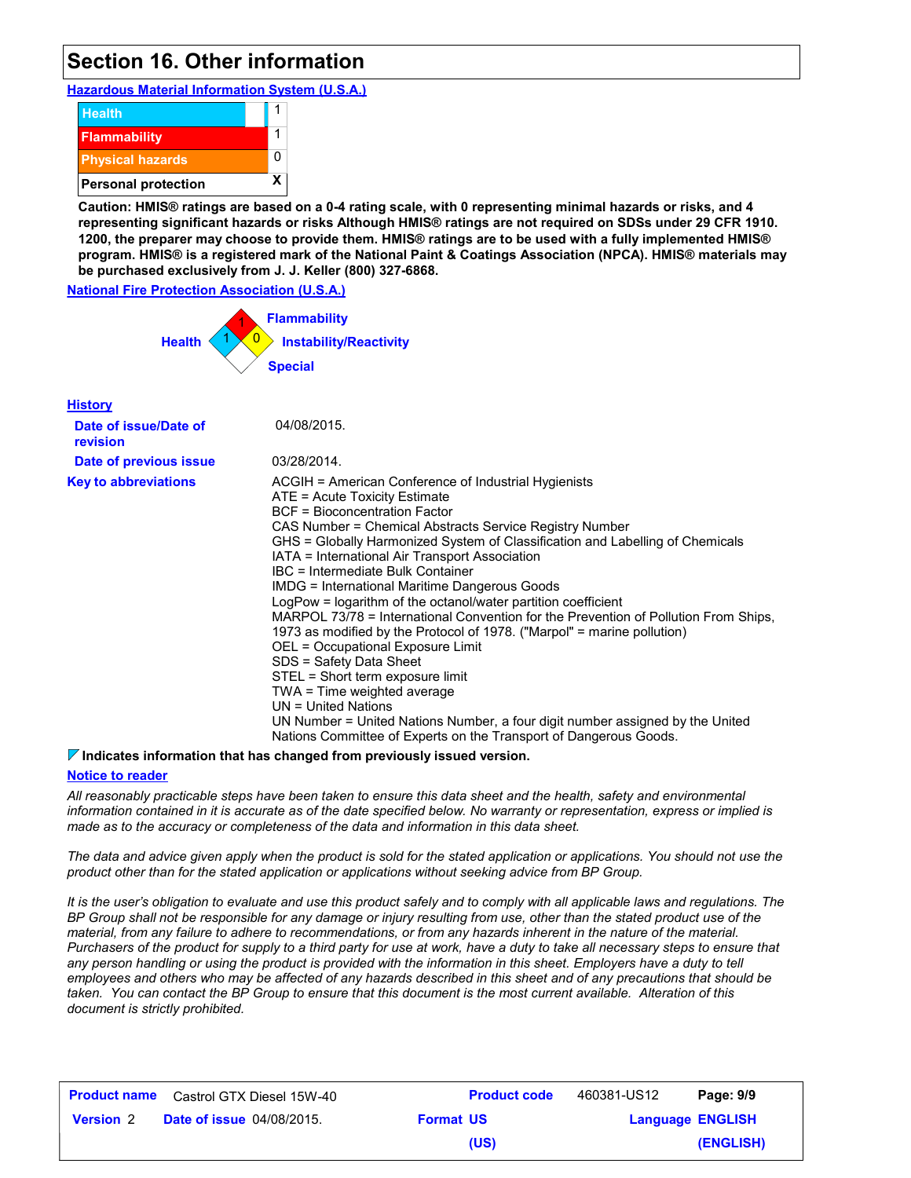# Section 16. Other information

**Hazardous Material Information System (U.S.A.)**

| | |
|---|---|
| Health | 1 |
| Flammability | 1 |
| Physical hazards | 0 |
| Personal protection | X |

**Caution: HMIS® ratings are based on a 0-4 rating scale, with 0 representing minimal hazards or risks, and 4 representing significant hazards or risks Although HMIS® ratings are not required on SDSs under 29 CFR 1910. 1200, the preparer may choose to provide them. HMIS® ratings are to be used with a fully implemented HMIS® program. HMIS® is a registered mark of the National Paint & Coatings Association (NPCA). HMIS® materials may be purchased exclusively from J. J. Keller (800) 327-6868.**

**National Fire Protection Association (U.S.A.)**

Flammability: 1
Health: 1
Instability/Reactivity: 0
Special

**History**

**Date of issue/Date of revision** 04/08/2015.

**Date of previous issue** 03/28/2014.

**Key to abbreviations**

ACGIH = American Conference of Industrial Hygienists
ATE = Acute Toxicity Estimate
BCF = Bioconcentration Factor
CAS Number = Chemical Abstracts Service Registry Number
GHS = Globally Harmonized System of Classification and Labelling of Chemicals
IATA = International Air Transport Association
IBC = Intermediate Bulk Container
IMDG = International Maritime Dangerous Goods
LogPow = logarithm of the octanol/water partition coefficient
MARPOL 73/78 = International Convention for the Prevention of Pollution From Ships, 1973 as modified by the Protocol of 1978. ("Marpol" = marine pollution)
OEL = Occupational Exposure Limit
SDS = Safety Data Sheet
STEL = Short term exposure limit
TWA = Time weighted average
UN = United Nations
UN Number = United Nations Number, a four digit number assigned by the United Nations Committee of Experts on the Transport of Dangerous Goods.

**Indicates information that has changed from previously issued version.**

**Notice to reader**

*All reasonably practicable steps have been taken to ensure this data sheet and the health, safety and environmental information contained in it is accurate as of the date specified below. No warranty or representation, express or implied is made as to the accuracy or completeness of the data and information in this data sheet.*

*The data and advice given apply when the product is sold for the stated application or applications. You should not use the product other than for the stated application or applications without seeking advice from BP Group.*

*It is the user's obligation to evaluate and use this product safely and to comply with all applicable laws and regulations. The BP Group shall not be responsible for any damage or injury resulting from use, other than the stated product use of the material, from any failure to adhere to recommendations, or from any hazards inherent in the nature of the material. Purchasers of the product for supply to a third party for use at work, have a duty to take all necessary steps to ensure that any person handling or using the product is provided with the information in this sheet. Employers have a duty to tell employees and others who may be affected of any hazards described in this sheet and of any precautions that should be taken. You can contact the BP Group to ensure that this document is the most current available. Alteration of this document is strictly prohibited.*